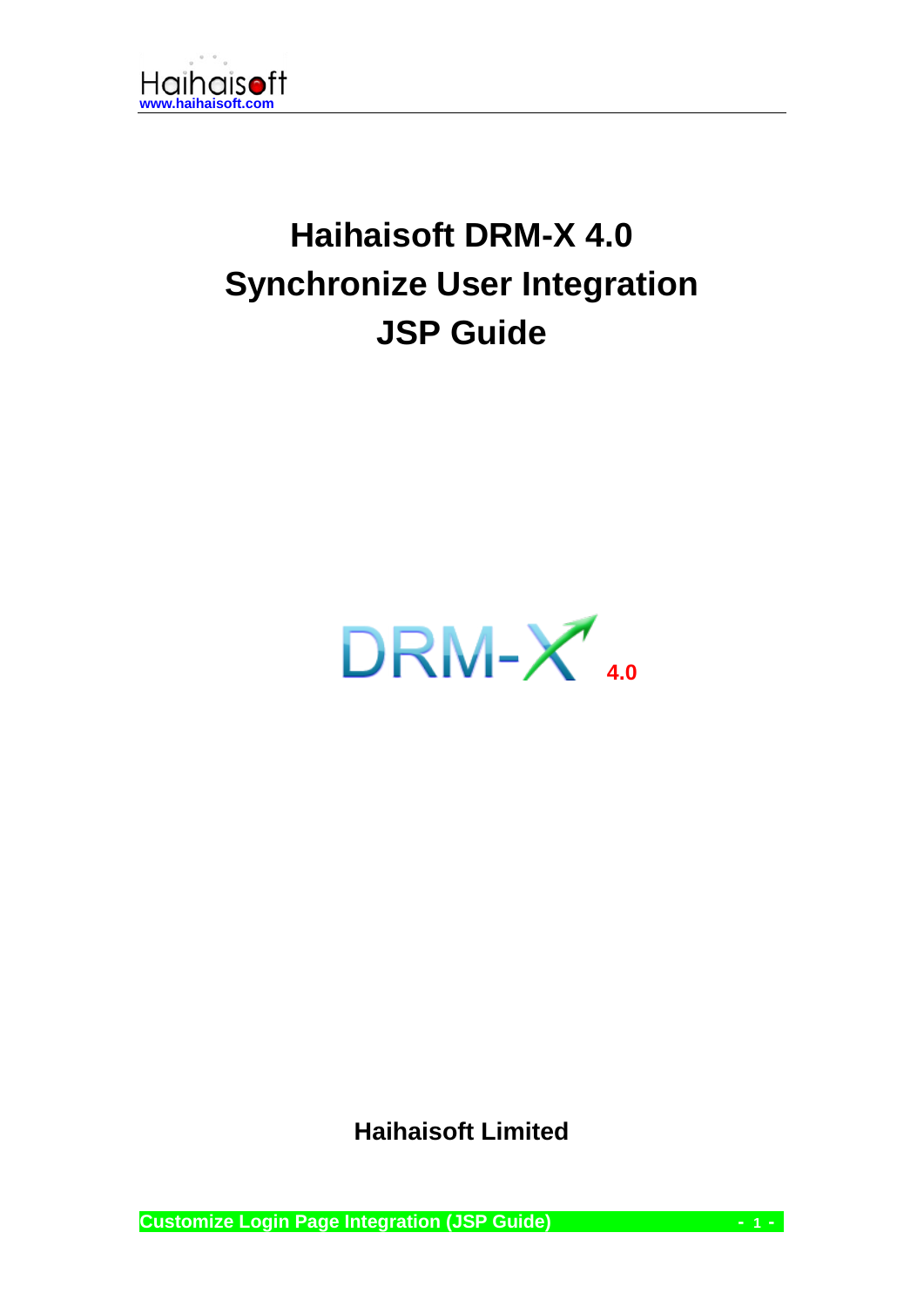# Haihaisoft DRM-X 4.0 Synchronize User Integration JSP Guide

**Haihaisoft Limited**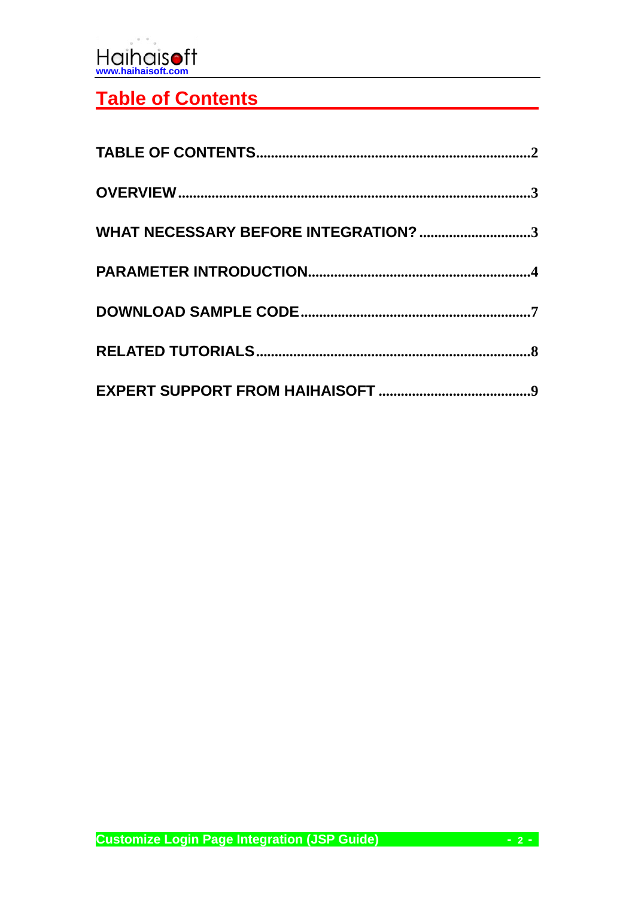# Table of Contents

TABLE OF CONTENTS..........................................................................2

OVERVIEW..........................................................................................3

WHAT NECESSARY BEFORE INTEGRATION? ..............................3

PARAMETER INTRODUCTION...........................................................4

DOWNLOAD SAMPLE CODE.............................................................7

RELATED TUTORIALS.......................................................................8

EXPERT SUPPORT FROM HAIHAISOFT .........................................9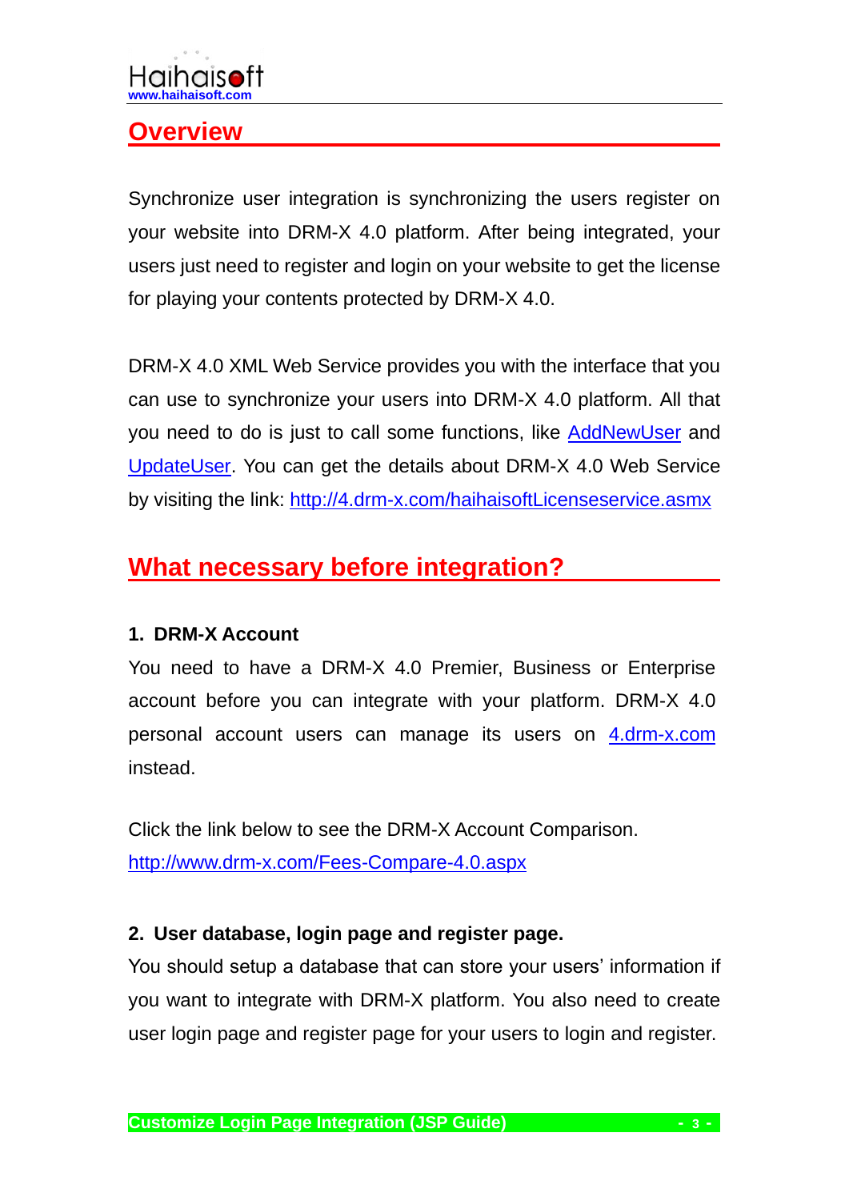## Overview

Synchronize user integration is synchronizing the users register on your website into DRM-X 4.0 platform. After being integrated, your users just need to register and login on your website to get the license for playing your contents protected by DRM-X 4.0.

DRM-X 4.0 XML Web Service provides you with the interface that you can use to synchronize your users into DRM-X 4.0 platform. All that you need to do is just to call some functions, like AddNewUser and UpdateUser. You can get the details about DRM-X 4.0 Web Service by visiting the link: http://4.drm-x.com/haihaisoftLicenseservice.asmx

## What necessary before integration?

**1. DRM-X Account**

You need to have a DRM-X 4.0 Premier, Business or Enterprise account before you can integrate with your platform. DRM-X 4.0 personal account users can manage its users on 4.drm-x.com instead.

Click the link below to see the DRM-X Account Comparison.
http://www.drm-x.com/Fees-Compare-4.0.aspx

**2. User database, login page and register page.**

You should setup a database that can store your users' information if you want to integrate with DRM-X platform. You also need to create user login page and register page for your users to login and register.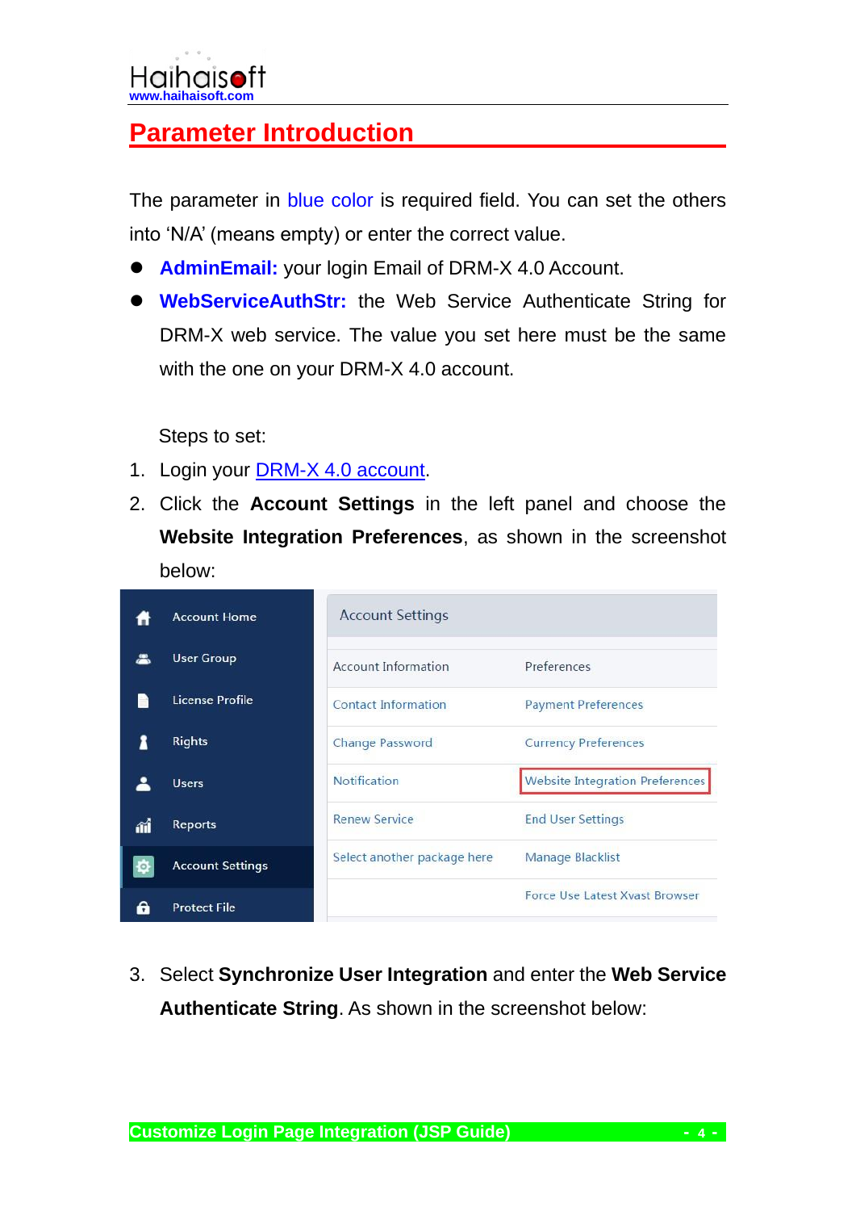## Parameter Introduction

The parameter in blue color is required field. You can set the others into 'N/A' (means empty) or enter the correct value.

- **AdminEmail:** your login Email of DRM-X 4.0 Account.
- **WebServiceAuthStr:** the Web Service Authenticate String for DRM-X web service. The value you set here must be the same with the one on your DRM-X 4.0 account.

Steps to set:

1. Login your [DRM-X 4.0 account](DRM-X 4.0 account).
2. Click the **Account Settings** in the left panel and choose the **Website Integration Preferences**, as shown in the screenshot below:

3. Select **Synchronize User Integration** and enter the **Web Service Authenticate String**. As shown in the screenshot below: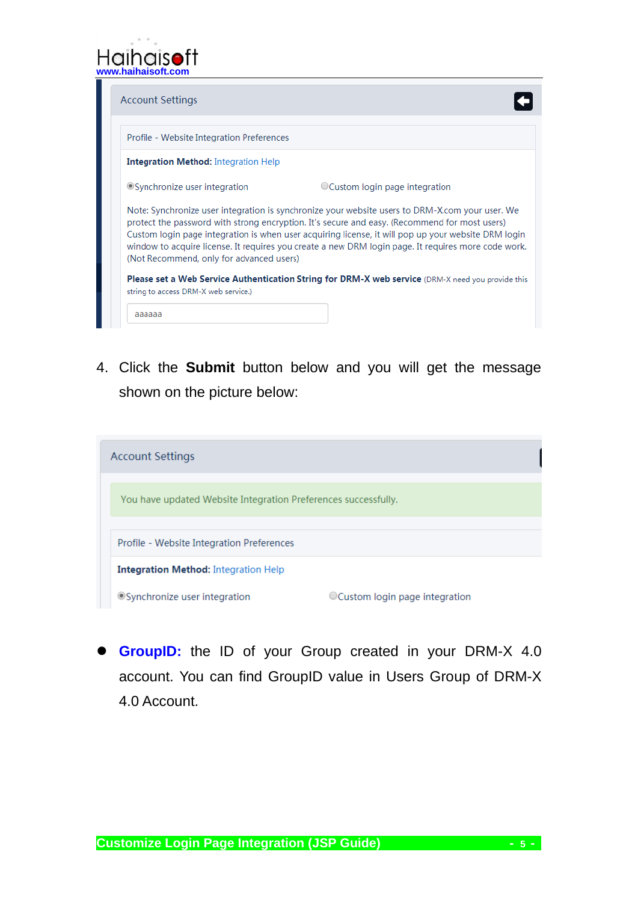4. Click the **Submit** button below and you will get the message shown on the picture below:

- **GroupID:** the ID of your Group created in your DRM-X 4.0 account. You can find GroupID value in Users Group of DRM-X 4.0 Account.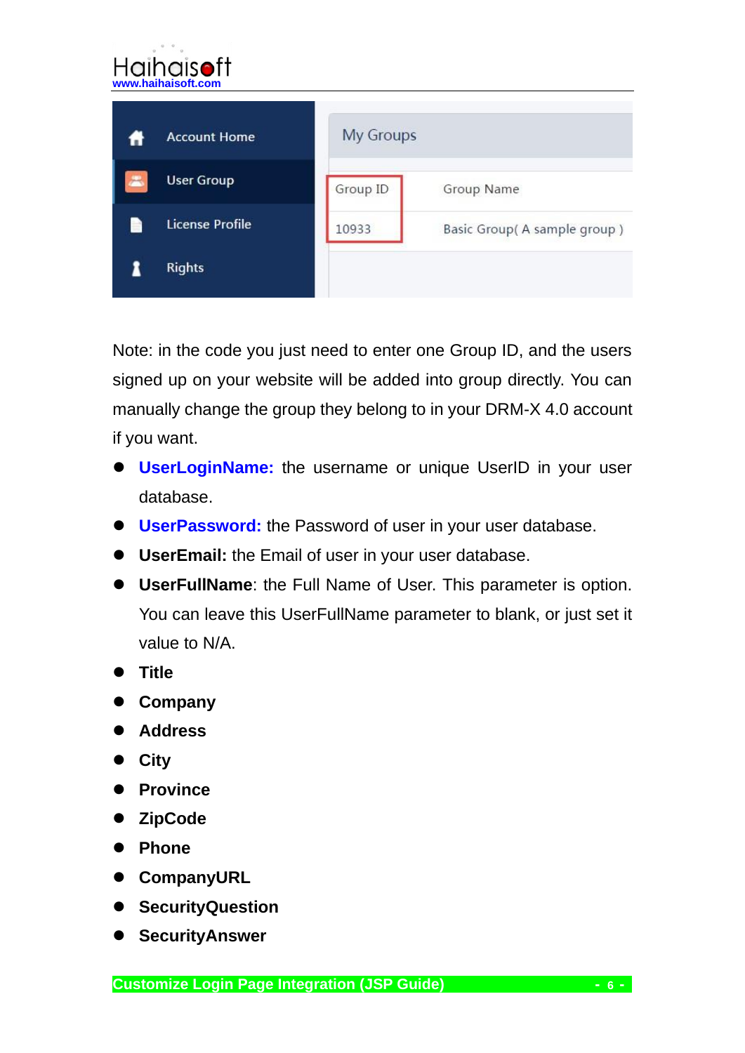Note: in the code you just need to enter one Group ID, and the users signed up on your website will be added into group directly. You can manually change the group they belong to in your DRM-X 4.0 account if you want.

- **UserLoginName:** the username or unique UserID in your user database.
- **UserPassword:** the Password of user in your user database.
- **UserEmail:** the Email of user in your user database.
- **UserFullName**: the Full Name of User. This parameter is option. You can leave this UserFullName parameter to blank, or just set it value to N/A.
- **Title**
- **Company**
- **Address**
- **City**
- **Province**
- **ZipCode**
- **Phone**
- **CompanyURL**
- **SecurityQuestion**
- **SecurityAnswer**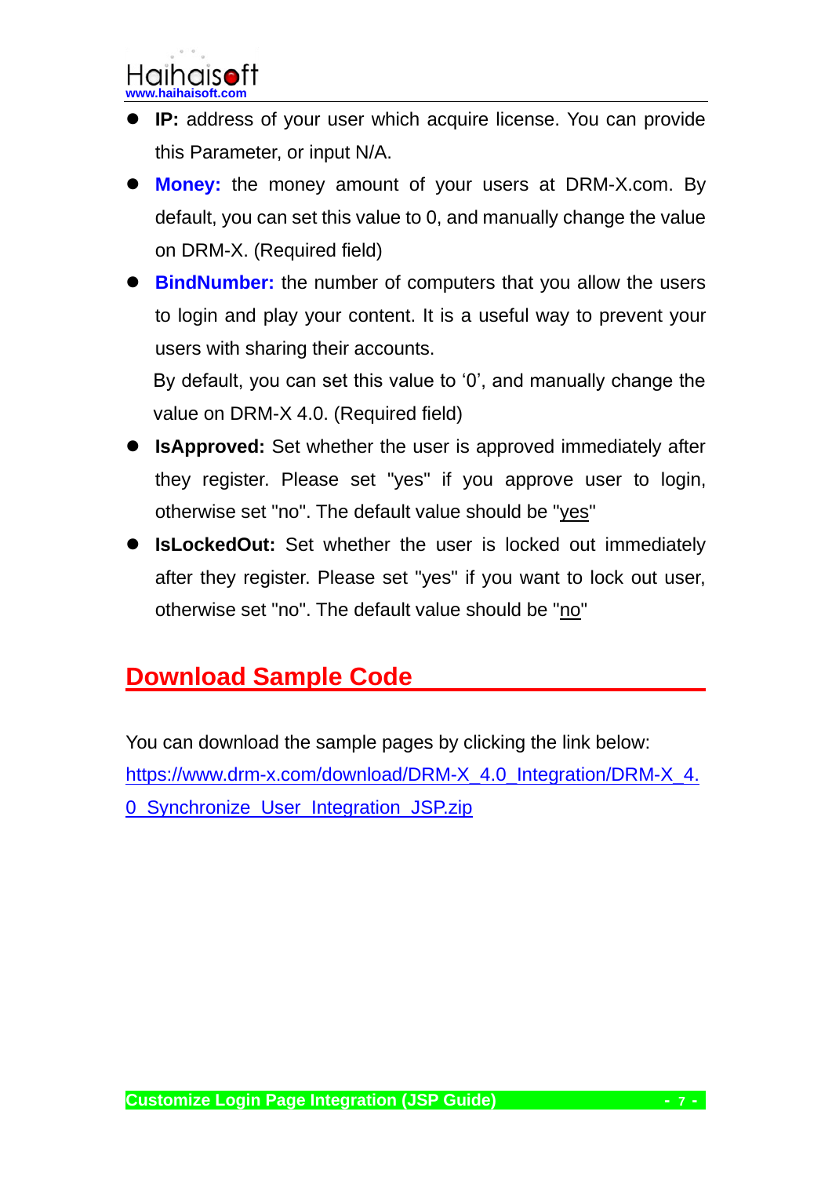- **IP:** address of your user which acquire license. You can provide this Parameter, or input N/A.
- **Money:** the money amount of your users at DRM-X.com. By default, you can set this value to 0, and manually change the value on DRM-X. (Required field)
- **BindNumber:** the number of computers that you allow the users to login and play your content. It is a useful way to prevent your users with sharing their accounts.

  By default, you can set this value to '0', and manually change the value on DRM-X 4.0. (Required field)
- **IsApproved:** Set whether the user is approved immediately after they register. Please set "yes" if you approve user to login, otherwise set "no". The default value should be "yes"
- **IsLockedOut:** Set whether the user is locked out immediately after they register. Please set "yes" if you want to lock out user, otherwise set "no". The default value should be "no"

## Download Sample Code

You can download the sample pages by clicking the link below:
https://www.drm-x.com/download/DRM-X_4.0_Integration/DRM-X_4.0_Synchronize_User_Integration_JSP.zip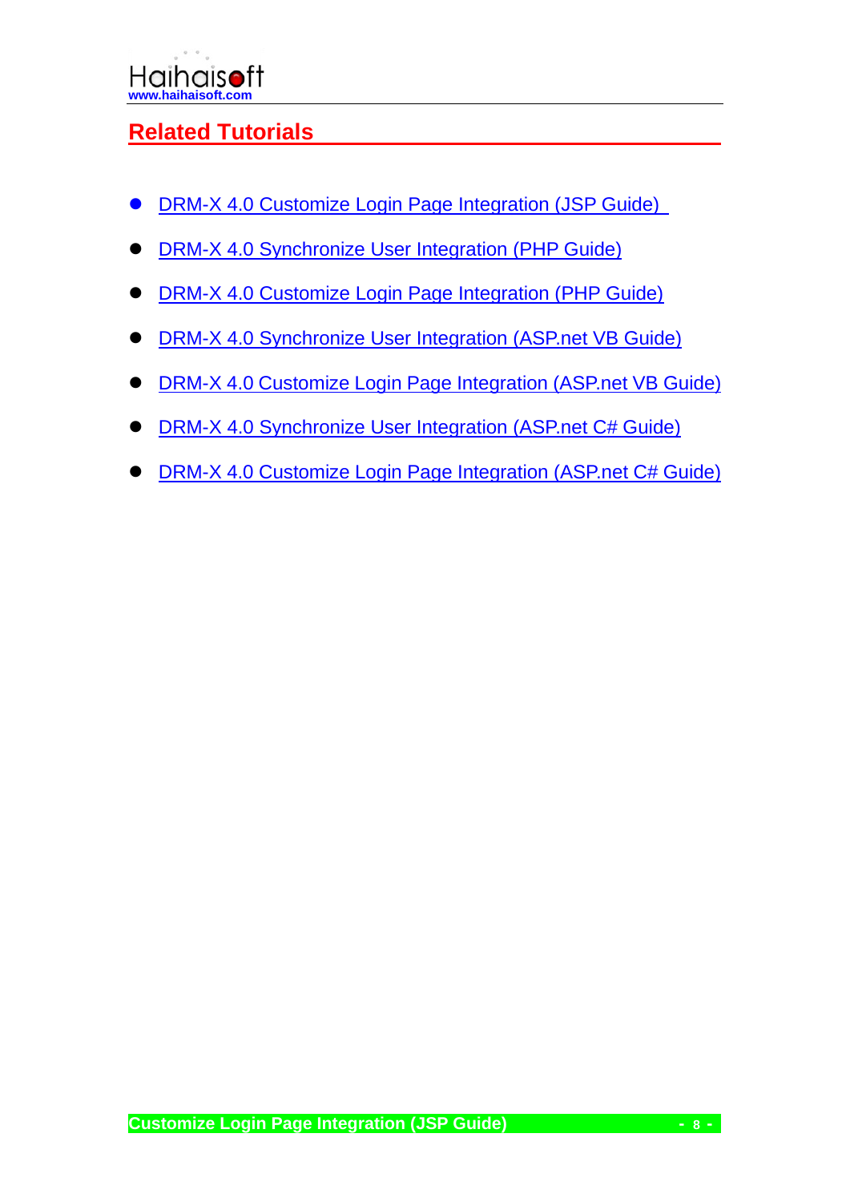## Related Tutorials

- DRM-X 4.0 Customize Login Page Integration (JSP Guide)
- DRM-X 4.0 Synchronize User Integration (PHP Guide)
- DRM-X 4.0 Customize Login Page Integration (PHP Guide)
- DRM-X 4.0 Synchronize User Integration (ASP.net VB Guide)
- DRM-X 4.0 Customize Login Page Integration (ASP.net VB Guide)
- DRM-X 4.0 Synchronize User Integration (ASP.net C# Guide)
- DRM-X 4.0 Customize Login Page Integration (ASP.net C# Guide)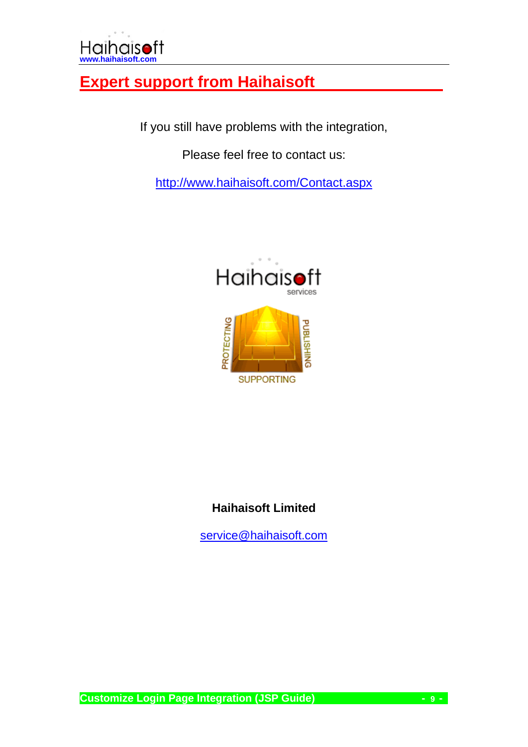# Expert support from Haihaisoft

If you still have problems with the integration,

Please feel free to contact us:

http://www.haihaisoft.com/Contact.aspx

**Haihaisoft Limited**

service@haihaisoft.com